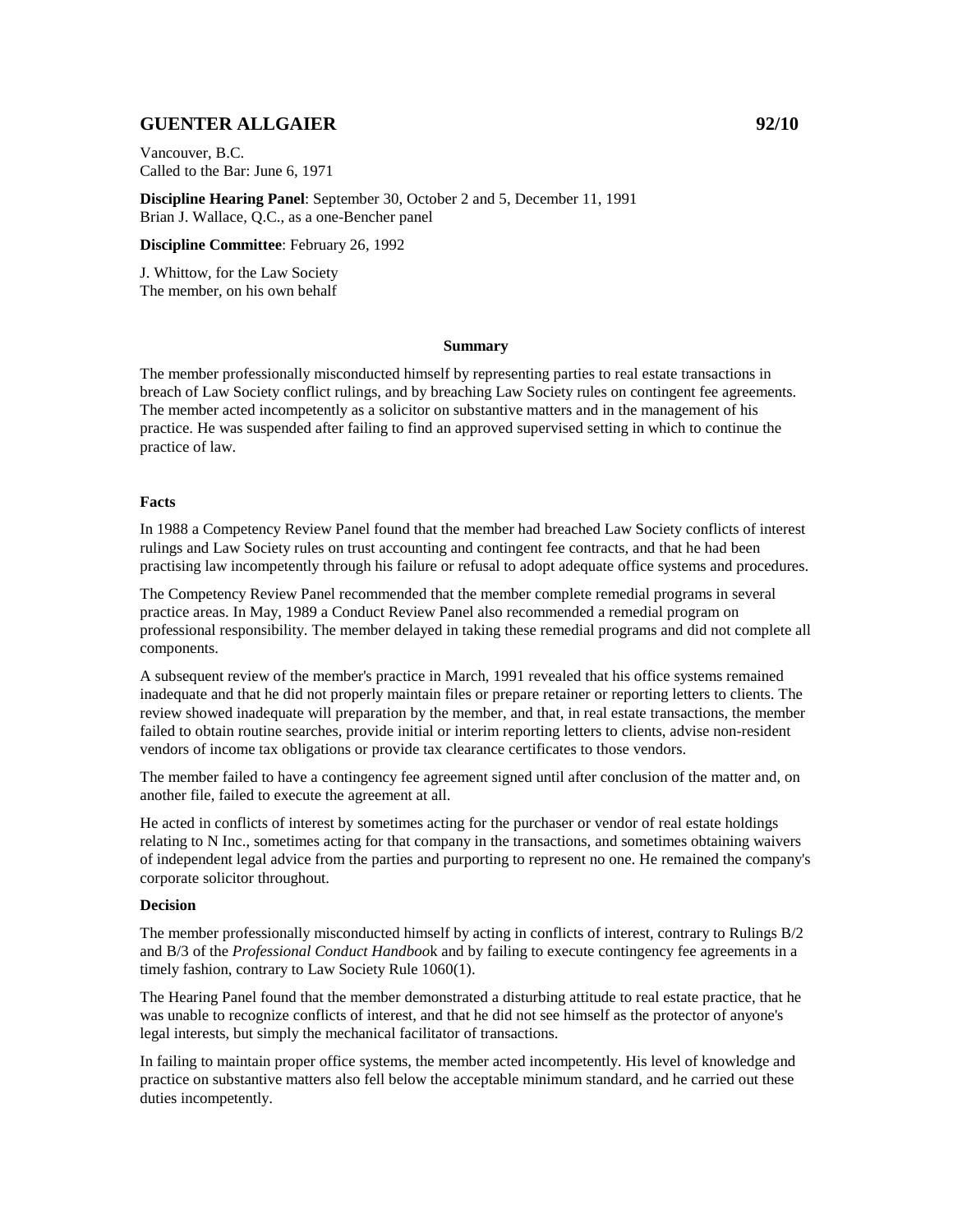## GUENTER ALLGAIER 92/10

Vancouver, B.C.
Called to the Bar: June 6, 1971

**Discipline Hearing Panel**: September 30, October 2 and 5, December 11, 1991
Brian J. Wallace, Q.C., as a one-Bencher panel

**Discipline Committee**: February 26, 1992

J. Whittow, for the Law Society
The member, on his own behalf

### Summary

The member professionally misconducted himself by representing parties to real estate transactions in breach of Law Society conflict rulings, and by breaching Law Society rules on contingent fee agreements. The member acted incompetently as a solicitor on substantive matters and in the management of his practice. He was suspended after failing to find an approved supervised setting in which to continue the practice of law.

### Facts

In 1988 a Competency Review Panel found that the member had breached Law Society conflicts of interest rulings and Law Society rules on trust accounting and contingent fee contracts, and that he had been practising law incompetently through his failure or refusal to adopt adequate office systems and procedures.

The Competency Review Panel recommended that the member complete remedial programs in several practice areas. In May, 1989 a Conduct Review Panel also recommended a remedial program on professional responsibility. The member delayed in taking these remedial programs and did not complete all components.

A subsequent review of the member's practice in March, 1991 revealed that his office systems remained inadequate and that he did not properly maintain files or prepare retainer or reporting letters to clients. The review showed inadequate will preparation by the member, and that, in real estate transactions, the member failed to obtain routine searches, provide initial or interim reporting letters to clients, advise non-resident vendors of income tax obligations or provide tax clearance certificates to those vendors.

The member failed to have a contingency fee agreement signed until after conclusion of the matter and, on another file, failed to execute the agreement at all.

He acted in conflicts of interest by sometimes acting for the purchaser or vendor of real estate holdings relating to N Inc., sometimes acting for that company in the transactions, and sometimes obtaining waivers of independent legal advice from the parties and purporting to represent no one. He remained the company's corporate solicitor throughout.

### Decision

The member professionally misconducted himself by acting in conflicts of interest, contrary to Rulings B/2 and B/3 of the *Professional Conduct Handbook* and by failing to execute contingency fee agreements in a timely fashion, contrary to Law Society Rule 1060(1).

The Hearing Panel found that the member demonstrated a disturbing attitude to real estate practice, that he was unable to recognize conflicts of interest, and that he did not see himself as the protector of anyone's legal interests, but simply the mechanical facilitator of transactions.

In failing to maintain proper office systems, the member acted incompetently. His level of knowledge and practice on substantive matters also fell below the acceptable minimum standard, and he carried out these duties incompetently.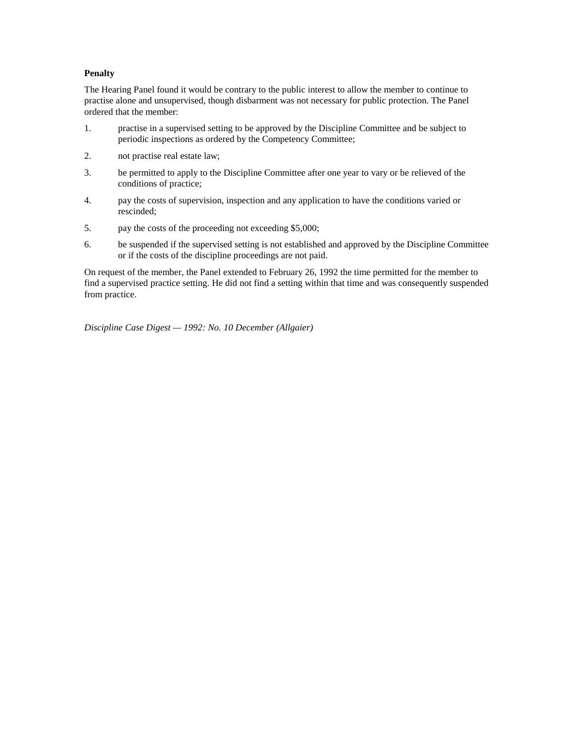**Penalty**

The Hearing Panel found it would be contrary to the public interest to allow the member to continue to practise alone and unsupervised, though disbarment was not necessary for public protection. The Panel ordered that the member:

1. practise in a supervised setting to be approved by the Discipline Committee and be subject to periodic inspections as ordered by the Competency Committee;
2. not practise real estate law;
3. be permitted to apply to the Discipline Committee after one year to vary or be relieved of the conditions of practice;
4. pay the costs of supervision, inspection and any application to have the conditions varied or rescinded;
5. pay the costs of the proceeding not exceeding $5,000;
6. be suspended if the supervised setting is not established and approved by the Discipline Committee or if the costs of the discipline proceedings are not paid.

On request of the member, the Panel extended to February 26, 1992 the time permitted for the member to find a supervised practice setting. He did not find a setting within that time and was consequently suspended from practice.

*Discipline Case Digest — 1992: No. 10 December (Allgaier)*